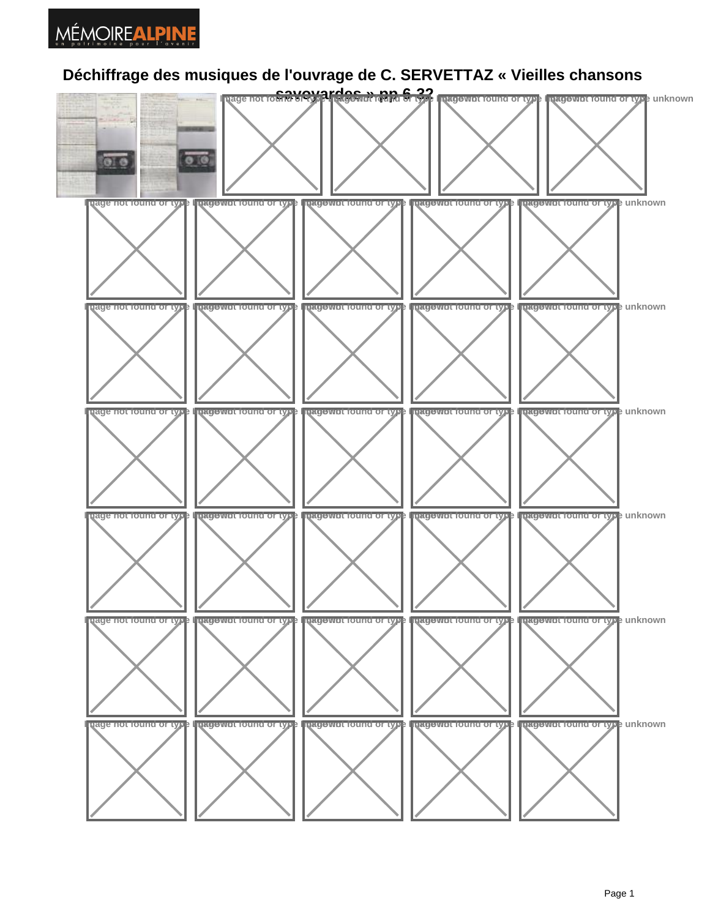# Déchiffrage des musiques de l'ouvrage de C. SERVETTAZ « Vieilles chansons savoyardes » pp 6-32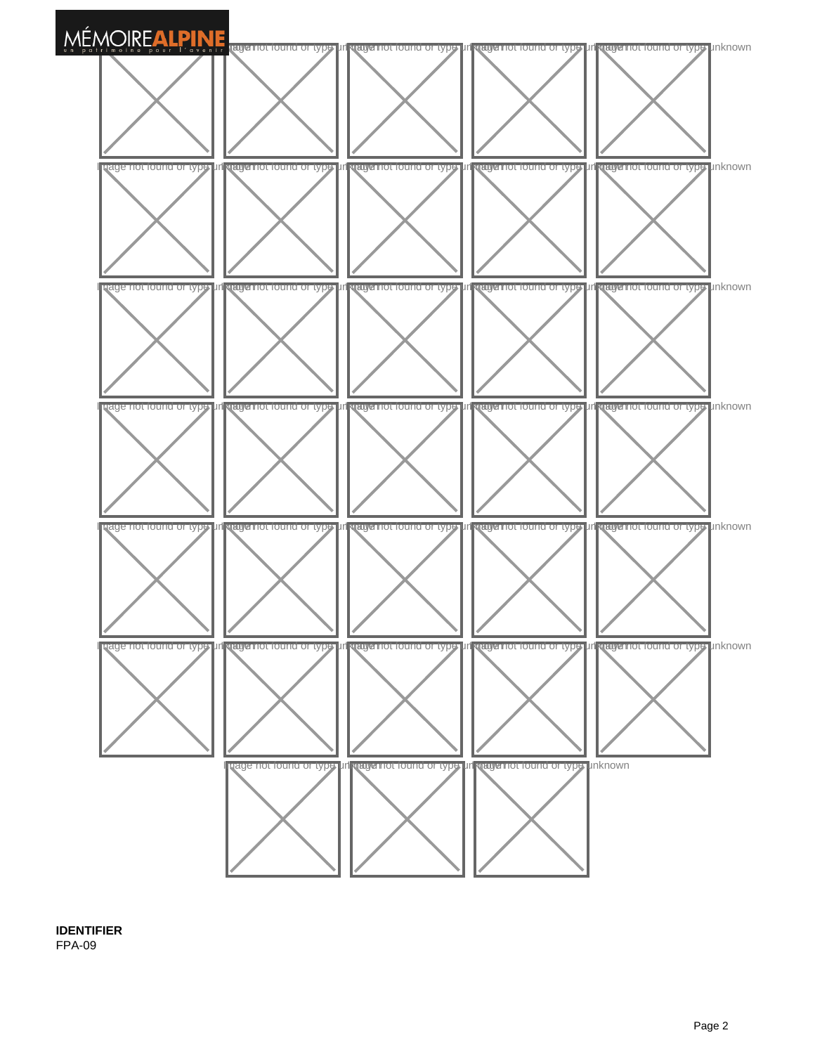**IDENTIFIER**
FPA-09